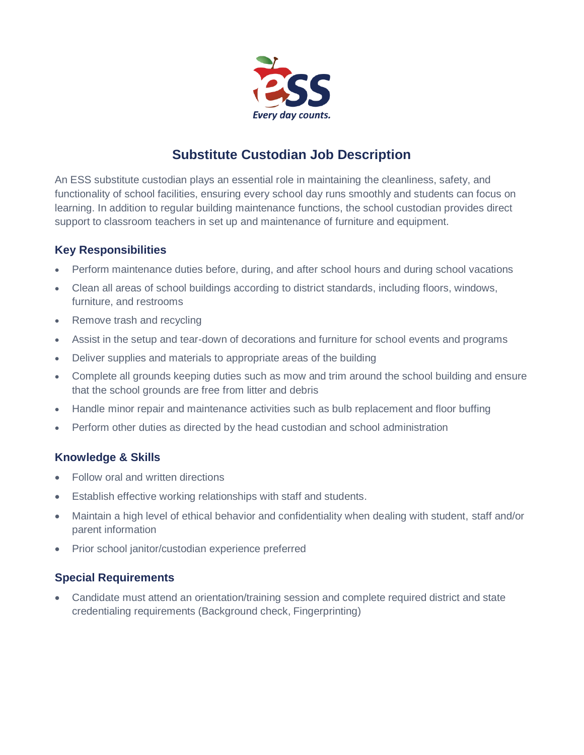# Substitute Custodian Job Description

An ESS substitute custodian plays an essential role in maintaining the cleanliness, safety, and functionality of school facilities, ensuring every school day runs smoothly and students can focus on learning. In addition to regular building maintenance functions, the school custodian provides direct support to classroom teachers in set up and maintenance of furniture and equipment.

## Key Responsibilities

- Perform maintenance duties before, during, and after school hours and during school vacations
- Clean all areas of school buildings according to district standards, including floors, windows, furniture, and restrooms
- Remove trash and recycling
- Assist in the setup and tear-down of decorations and furniture for school events and programs
- Deliver supplies and materials to appropriate areas of the building
- Complete all grounds keeping duties such as mow and trim around the school building and ensure that the school grounds are free from litter and debris
- Handle minor repair and maintenance activities such as bulb replacement and floor buffing
- Perform other duties as directed by the head custodian and school administration

## Knowledge & Skills

- Follow oral and written directions
- Establish effective working relationships with staff and students.
- Maintain a high level of ethical behavior and confidentiality when dealing with student, staff and/or parent information
- Prior school janitor/custodian experience preferred

## Special Requirements

- Candidate must attend an orientation/training session and complete required district and state credentialing requirements (Background check, Fingerprinting)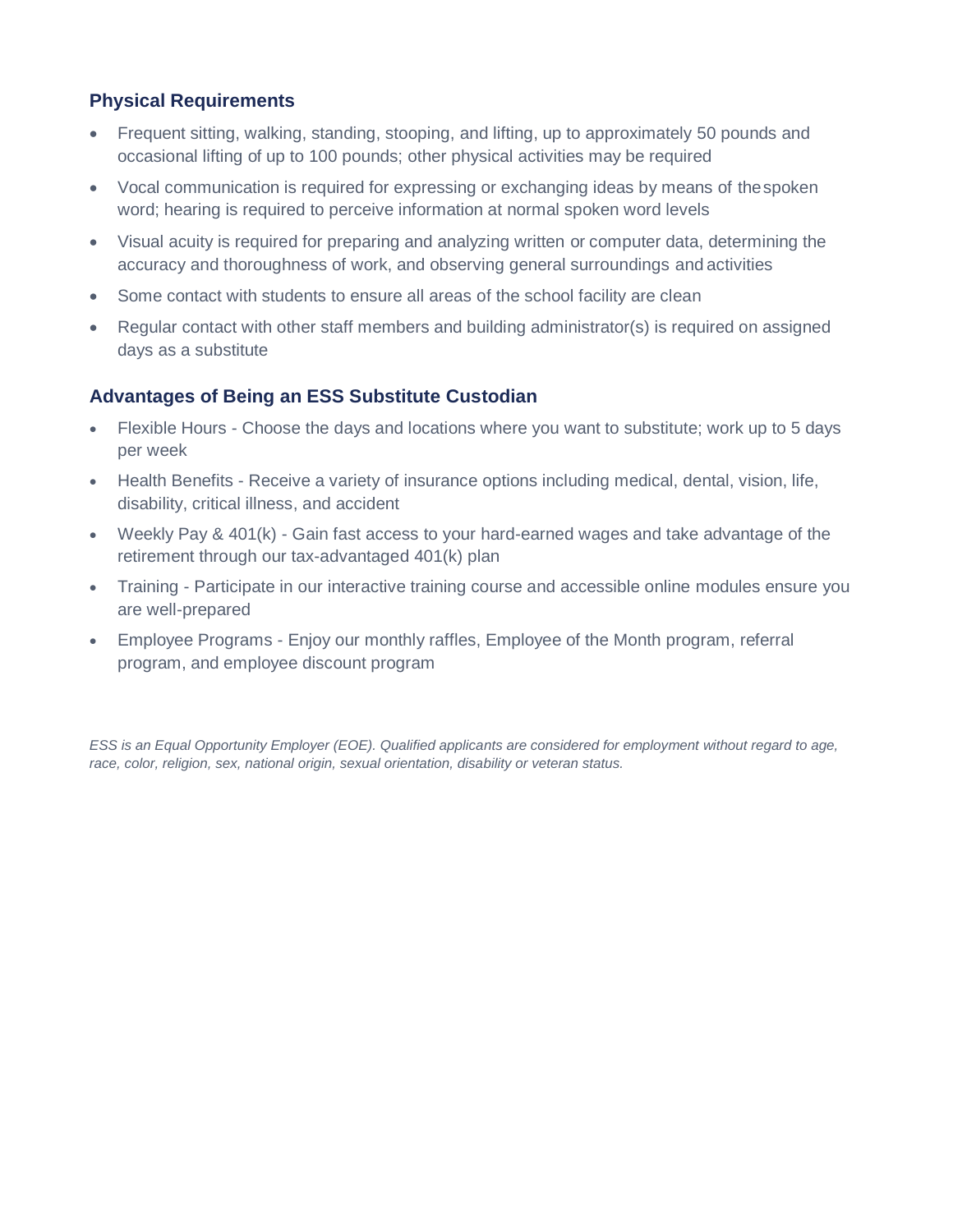### Physical Requirements

- Frequent sitting, walking, standing, stooping, and lifting, up to approximately 50 pounds and occasional lifting of up to 100 pounds; other physical activities may be required
- Vocal communication is required for expressing or exchanging ideas by means of the spoken word; hearing is required to perceive information at normal spoken word levels
- Visual acuity is required for preparing and analyzing written or computer data, determining the accuracy and thoroughness of work, and observing general surroundings and activities
- Some contact with students to ensure all areas of the school facility are clean
- Regular contact with other staff members and building administrator(s) is required on assigned days as a substitute

### Advantages of Being an ESS Substitute Custodian

- Flexible Hours - Choose the days and locations where you want to substitute; work up to 5 days per week
- Health Benefits - Receive a variety of insurance options including medical, dental, vision, life, disability, critical illness, and accident
- Weekly Pay & 401(k) - Gain fast access to your hard-earned wages and take advantage of the retirement through our tax-advantaged 401(k) plan
- Training - Participate in our interactive training course and accessible online modules ensure you are well-prepared
- Employee Programs - Enjoy our monthly raffles, Employee of the Month program, referral program, and employee discount program

*ESS is an Equal Opportunity Employer (EOE). Qualified applicants are considered for employment without regard to age, race, color, religion, sex, national origin, sexual orientation, disability or veteran status.*